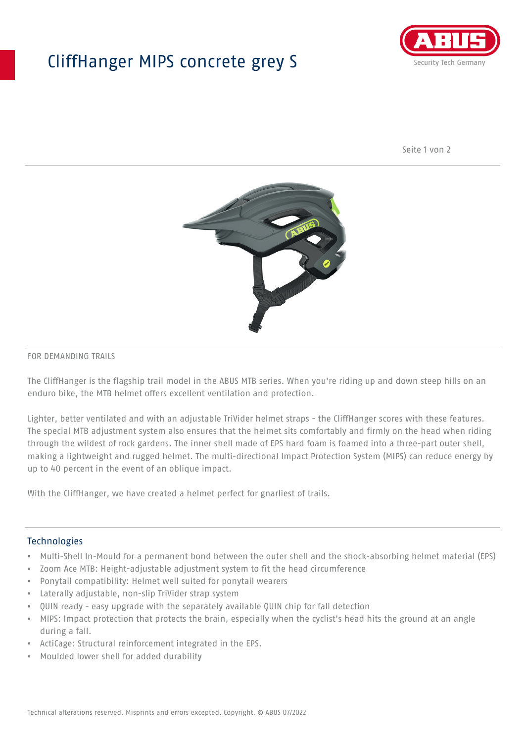# CliffHanger MIPS concrete grey S

FOR DEMANDING TRAILS

The CliffHanger is the flagship trail model in the ABUS MTB series. When you're riding up and down steep hills on an enduro bike, the MTB helmet offers excellent ventilation and protection.

Lighter, better ventilated and with an adjustable TriVider helmet straps - the CliffHanger scores with these features. The special MTB adjustment system also ensures that the helmet sits comfortably and firmly on the head when riding through the wildest of rock gardens. The inner shell made of EPS hard foam is foamed into a three-part outer shell, making a lightweight and rugged helmet. The multi-directional Impact Protection System (MIPS) can reduce energy by up to 40 percent in the event of an oblique impact.

With the CliffHanger, we have created a helmet perfect for gnarliest of trails.

## Technologies

- Multi-Shell In-Mould for a permanent bond between the outer shell and the shock-absorbing helmet material (EPS)
- Zoom Ace MTB: Height-adjustable adjustment system to fit the head circumference
- Ponytail compatibility: Helmet well suited for ponytail wearers
- Laterally adjustable, non-slip TriVider strap system
- QUIN ready - easy upgrade with the separately available QUIN chip for fall detection
- MIPS: Impact protection that protects the brain, especially when the cyclist's head hits the ground at an angle during a fall.
- ActiCage: Structural reinforcement integrated in the EPS.
- Moulded lower shell for added durability

Technical alterations reserved. Misprints and errors excepted. Copyright. © ABUS 07/2022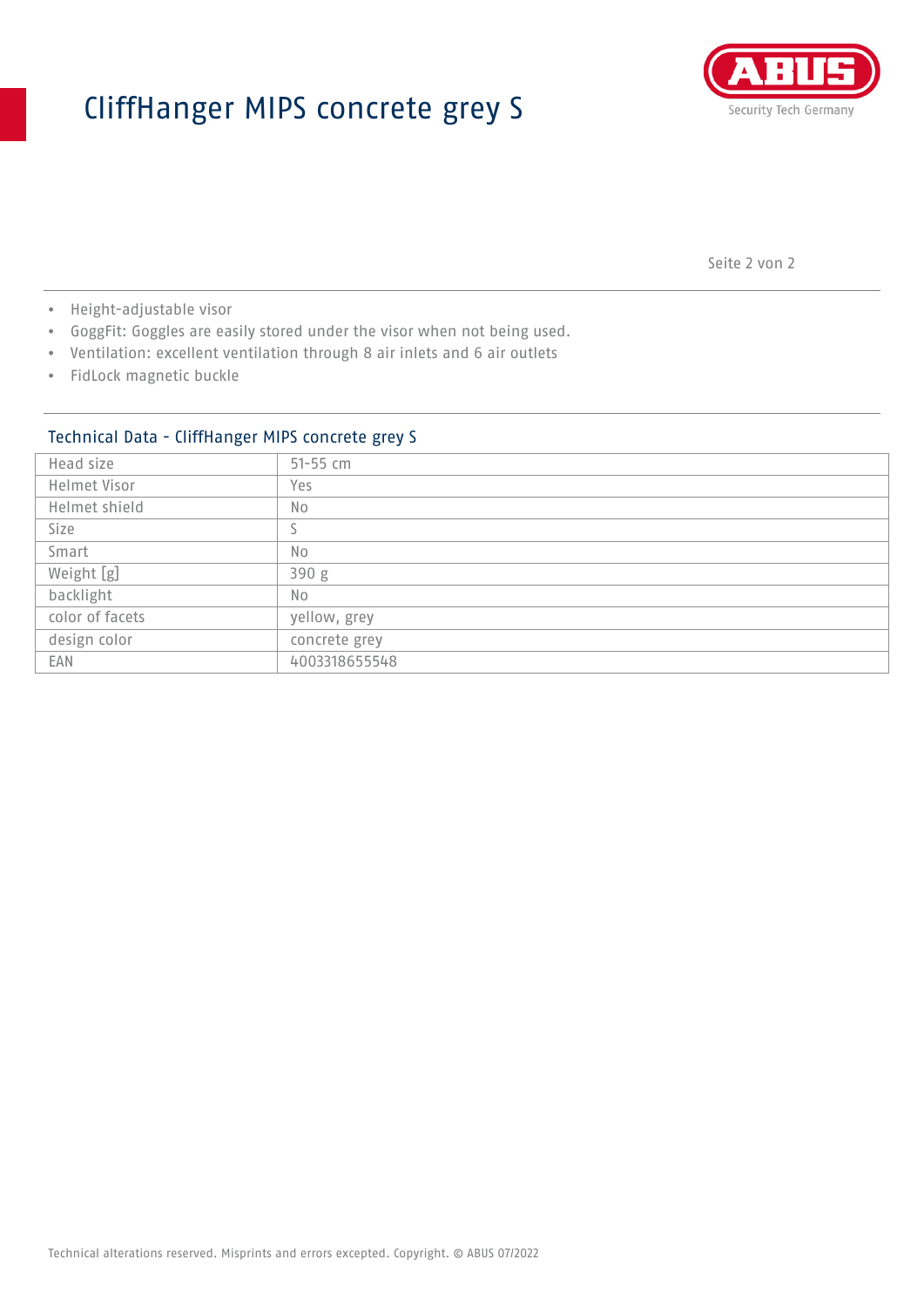# CliffHanger MIPS concrete grey S

- Height-adjustable visor
- GoggFit: Goggles are easily stored under the visor when not being used.
- Ventilation: excellent ventilation through 8 air inlets and 6 air outlets
- FidLock magnetic buckle

## Technical Data - CliffHanger MIPS concrete grey S

| | |
|---|---|
| Head size | 51-55 cm |
| Helmet Visor | Yes |
| Helmet shield | No |
| Size | S |
| Smart | No |
| Weight [g] | 390 g |
| backlight | No |
| color of facets | yellow, grey |
| design color | concrete grey |
| EAN | 4003318655548 |

Technical alterations reserved. Misprints and errors excepted. Copyright. © ABUS 07/2022